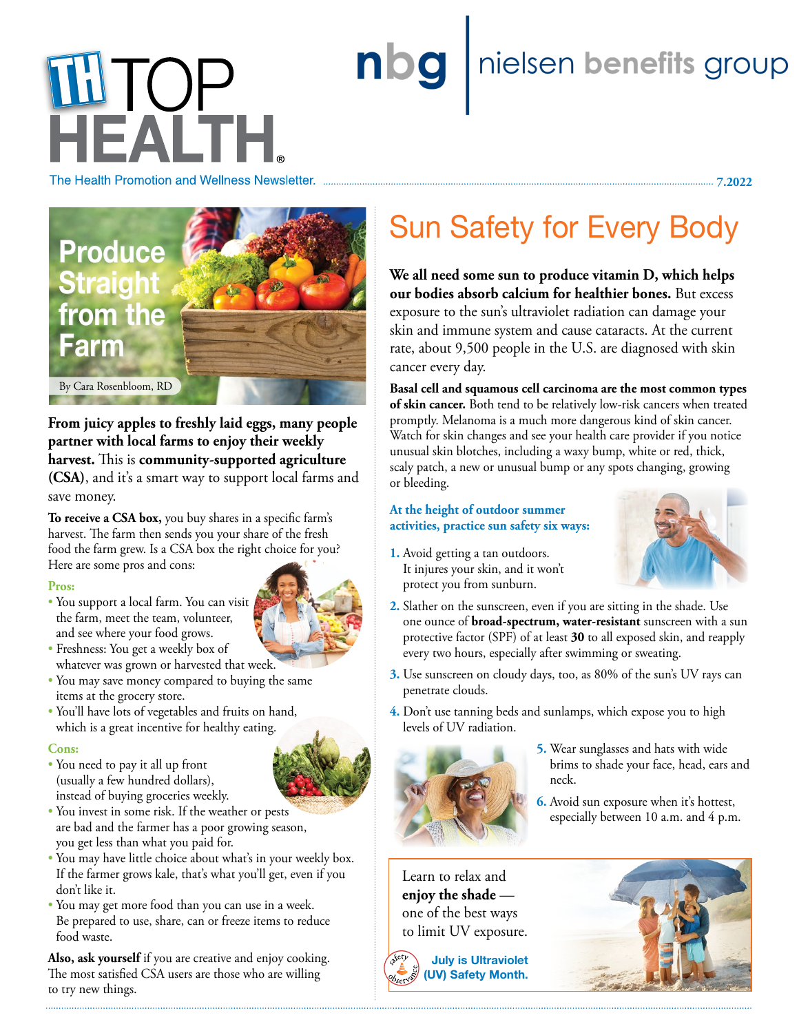# TOP HEALTH®

The Health Promotion and Wellness Newsletter. 7.2022

nbg | nielsen benefits group

## Produce Straight from the Farm

By Cara Rosenbloom, RD

**From juicy apples to freshly laid eggs, many people partner with local farms to enjoy their weekly harvest.** This is **community-supported agriculture (CSA)**, and it's a smart way to support local farms and save money.

**To receive a CSA box,** you buy shares in a specific farm's harvest. The farm then sends you your share of the fresh food the farm grew. Is a CSA box the right choice for you? Here are some pros and cons:

**Pros:**

- You support a local farm. You can visit the farm, meet the team, volunteer, and see where your food grows.
- Freshness: You get a weekly box of whatever was grown or harvested that week.
- You may save money compared to buying the same items at the grocery store.
- You'll have lots of vegetables and fruits on hand, which is a great incentive for healthy eating.

**Cons:**

- You need to pay it all up front (usually a few hundred dollars), instead of buying groceries weekly.
- You invest in some risk. If the weather or pests are bad and the farmer has a poor growing season, you get less than what you paid for.
- You may have little choice about what's in your weekly box. If the farmer grows kale, that's what you'll get, even if you don't like it.
- You may get more food than you can use in a week. Be prepared to use, share, can or freeze items to reduce food waste.

**Also, ask yourself** if you are creative and enjoy cooking. The most satisfied CSA users are those who are willing to try new things.

## Sun Safety for Every Body

**We all need some sun to produce vitamin D, which helps our bodies absorb calcium for healthier bones.** But excess exposure to the sun's ultraviolet radiation can damage your skin and immune system and cause cataracts. At the current rate, about 9,500 people in the U.S. are diagnosed with skin cancer every day.

**Basal cell and squamous cell carcinoma are the most common types of skin cancer.** Both tend to be relatively low-risk cancers when treated promptly. Melanoma is a much more dangerous kind of skin cancer. Watch for skin changes and see your health care provider if you notice unusual skin blotches, including a waxy bump, white or red, thick, scaly patch, a new or unusual bump or any spots changing, growing or bleeding.

**At the height of outdoor summer activities, practice sun safety six ways:**

1. Avoid getting a tan outdoors. It injures your skin, and it won't protect you from sunburn.
2. Slather on the sunscreen, even if you are sitting in the shade. Use one ounce of **broad-spectrum, water-resistant** sunscreen with a sun protective factor (SPF) of at least **30** to all exposed skin, and reapply every two hours, especially after swimming or sweating.
3. Use sunscreen on cloudy days, too, as 80% of the sun's UV rays can penetrate clouds.
4. Don't use tanning beds and sunlamps, which expose you to high levels of UV radiation.
5. Wear sunglasses and hats with wide brims to shade your face, head, ears and neck.
6. Avoid sun exposure when it's hottest, especially between 10 a.m. and 4 p.m.

Learn to relax and **enjoy the shade** — one of the best ways to limit UV exposure.

safety observance **July is Ultraviolet (UV) Safety Month.**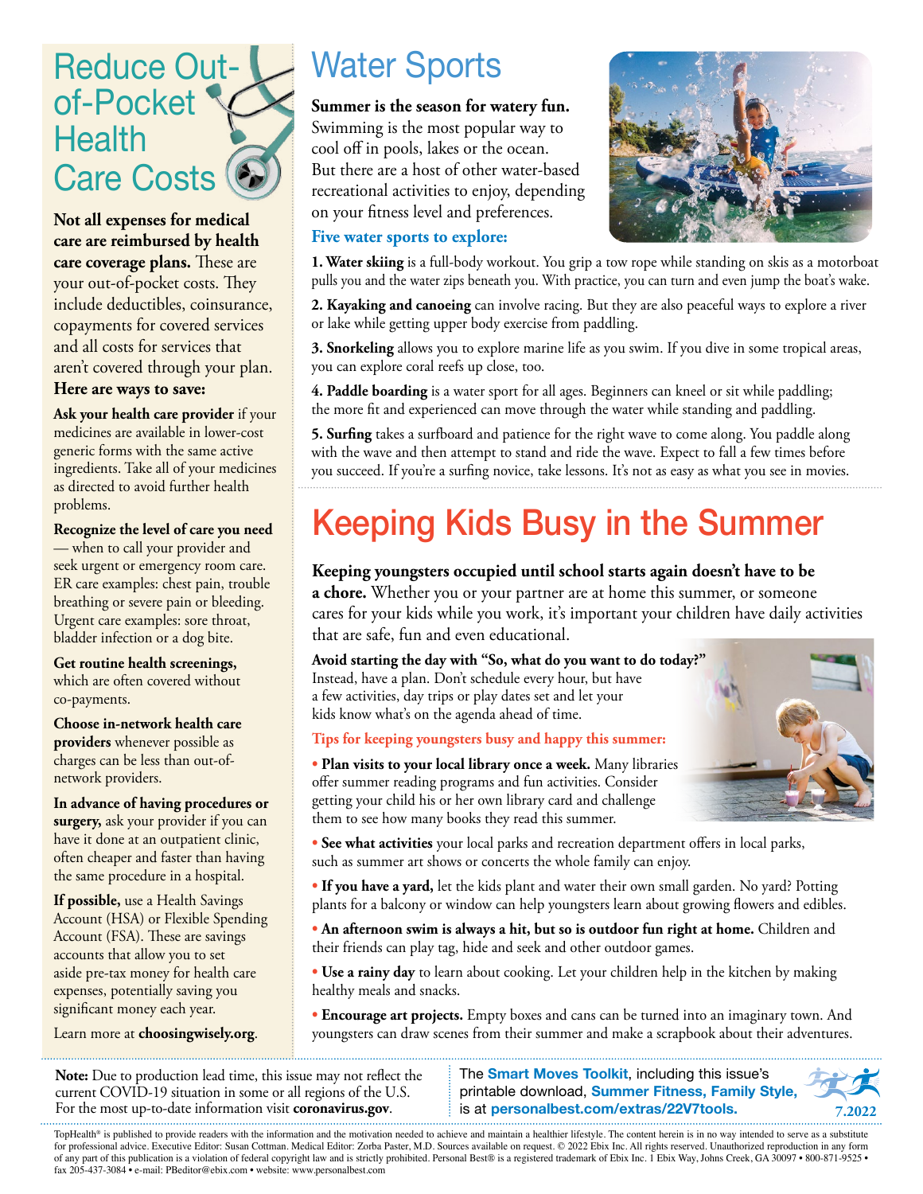# Reduce Out-of-Pocket Health Care Costs

**Not all expenses for medical care are reimbursed by health care coverage plans.** These are your out-of-pocket costs. They include deductibles, coinsurance, copayments for covered services and all costs for services that aren't covered through your plan.

**Here are ways to save:**

**Ask your health care provider** if your medicines are available in lower-cost generic forms with the same active ingredients. Take all of your medicines as directed to avoid further health problems.

**Recognize the level of care you need** — when to call your provider and seek urgent or emergency room care. ER care examples: chest pain, trouble breathing or severe pain or bleeding. Urgent care examples: sore throat, bladder infection or a dog bite.

**Get routine health screenings,** which are often covered without co-payments.

**Choose in-network health care providers** whenever possible as charges can be less than out-of-network providers.

**In advance of having procedures or surgery,** ask your provider if you can have it done at an outpatient clinic, often cheaper and faster than having the same procedure in a hospital.

**If possible,** use a Health Savings Account (HSA) or Flexible Spending Account (FSA). These are savings accounts that allow you to set aside pre-tax money for health care expenses, potentially saving you significant money each year.

Learn more at **choosingwisely.org**.

# Water Sports

**Summer is the season for watery fun.** Swimming is the most popular way to cool off in pools, lakes or the ocean. But there are a host of other water-based recreational activities to enjoy, depending on your fitness level and preferences.

**Five water sports to explore:**

**1. Water skiing** is a full-body workout. You grip a tow rope while standing on skis as a motorboat pulls you and the water zips beneath you. With practice, you can turn and even jump the boat's wake.

**2. Kayaking and canoeing** can involve racing. But they are also peaceful ways to explore a river or lake while getting upper body exercise from paddling.

**3. Snorkeling** allows you to explore marine life as you swim. If you dive in some tropical areas, you can explore coral reefs up close, too.

**4. Paddle boarding** is a water sport for all ages. Beginners can kneel or sit while paddling; the more fit and experienced can move through the water while standing and paddling.

**5. Surfing** takes a surfboard and patience for the right wave to come along. You paddle along with the wave and then attempt to stand and ride the wave. Expect to fall a few times before you succeed. If you're a surfing novice, take lessons. It's not as easy as what you see in movies.

# Keeping Kids Busy in the Summer

**Keeping youngsters occupied until school starts again doesn't have to be a chore.** Whether you or your partner are at home this summer, or someone cares for your kids while you work, it's important your children have daily activities that are safe, fun and even educational.

**Avoid starting the day with "So, what do you want to do today?"** Instead, have a plan. Don't schedule every hour, but have a few activities, day trips or play dates set and let your kids know what's on the agenda ahead of time.

**Tips for keeping youngsters busy and happy this summer:**

- **Plan visits to your local library once a week.** Many libraries offer summer reading programs and fun activities. Consider getting your child his or her own library card and challenge them to see how many books they read this summer.
- **See what activities** your local parks and recreation department offers in local parks, such as summer art shows or concerts the whole family can enjoy.
- **If you have a yard,** let the kids plant and water their own small garden. No yard? Potting plants for a balcony or window can help youngsters learn about growing flowers and edibles.
- **An afternoon swim is always a hit, but so is outdoor fun right at home.** Children and their friends can play tag, hide and seek and other outdoor games.
- **Use a rainy day** to learn about cooking. Let your children help in the kitchen by making healthy meals and snacks.
- **Encourage art projects.** Empty boxes and cans can be turned into an imaginary town. And youngsters can draw scenes from their summer and make a scrapbook about their adventures.

**Note:** Due to production lead time, this issue may not reflect the current COVID-19 situation in some or all regions of the U.S. For the most up-to-date information visit **coronavirus.gov**.

The **Smart Moves Toolkit**, including this issue's printable download, **Summer Fitness, Family Style,** is at **personalbest.com/extras/22V7tools.**

7.2022

TopHealth® is published to provide readers with the information and the motivation needed to achieve and maintain a healthier lifestyle. The content herein is in no way intended to serve as a substitute for professional advice. Executive Editor: Susan Cottman. Medical Editor: Zorba Paster, M.D. Sources available on request. © 2022 Ebix Inc. All rights reserved. Unauthorized reproduction in any form of any part of this publication is a violation of federal copyright law and is strictly prohibited. Personal Best® is a registered trademark of Ebix Inc. 1 Ebix Way, Johns Creek, GA 30097 • 800-871-9525 • fax 205-437-3084 • e-mail: PBeditor@ebix.com • website: www.personalbest.com